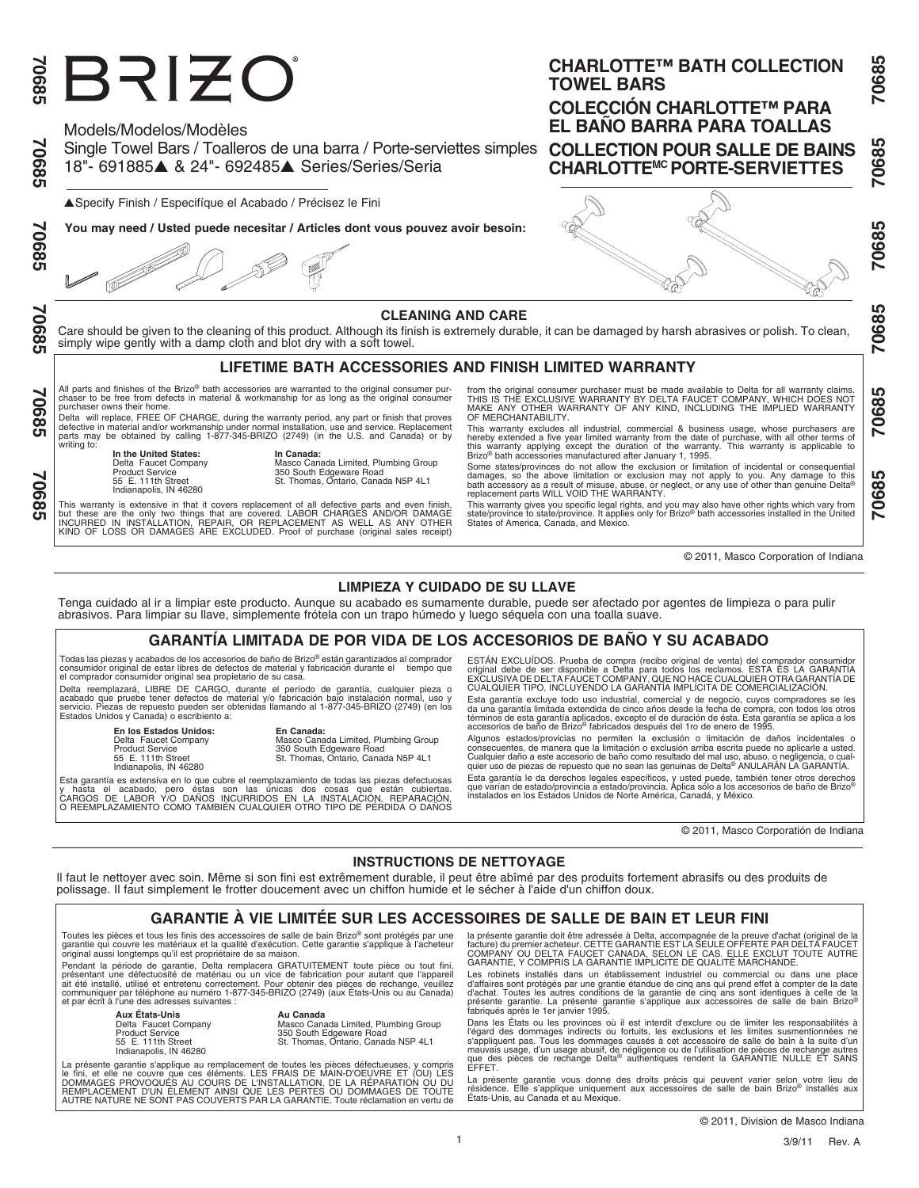# BRIZO®

Models/Modelos/Modèles
Single Towel Bars / Toalleros de una barra / Porte-serviettes simples
18"- 691885▲ & 24"- 692485▲ Series/Series/Seria

▲Specify Finish / Especifíque el Acabado / Précisez le Fini

**You may need / Usted puede necesitar / Articles dont vous pouvez avoir besoin:**

## CHARLOTTE™ BATH COLLECTION TOWEL BARS
## COLECCIÓN CHARLOTTE™ PARA EL BAÑO BARRA PARA TOALLAS
## COLLECTION POUR SALLE DE BAINS CHARLOTTE[MC] PORTE-SERVIETTES

### CLEANING AND CARE

Care should be given to the cleaning of this product. Although its finish is extremely durable, it can be damaged by harsh abrasives or polish. To clean, simply wipe gently with a damp cloth and blot dry with a soft towel.

### LIFETIME BATH ACCESSORIES AND FINISH LIMITED WARRANTY

All parts and finishes of the Brizo® bath accessories are warranted to the original consumer purchaser to be free from defects in material & workmanship for as long as the original consumer purchaser owns their home.

Delta will replace, FREE OF CHARGE, during the warranty period, any part or finish that proves defective in material and/or workmanship under normal installation, use and service. Replacement parts may be obtained by calling 1-877-345-BRIZO (2749) (in the U.S. and Canada) or by writing to:

**In the United States:**
Delta Faucet Company
Product Service
55 E. 111th Street
Indianapolis, IN 46280

**In Canada:**
Masco Canada Limited, Plumbing Group
350 South Edgeware Road
St. Thomas, Ontario, Canada N5P 4L1

This warranty is extensive in that it covers replacement of all defective parts and even finish, but these are the only two things that are covered. LABOR CHARGES AND/OR DAMAGE INCURRED IN INSTALLATION, REPAIR, OR REPLACEMENT AS WELL AS ANY OTHER KIND OF LOSS OR DAMAGES ARE EXCLUDED. Proof of purchase (original sales receipt) from the original consumer purchaser must be made available to Delta for all warranty claims. THIS IS THE EXCLUSIVE WARRANTY BY DELTA FAUCET COMPANY, WHICH DOES NOT MAKE ANY OTHER WARRANTY OF ANY KIND, INCLUDING THE IMPLIED WARRANTY OF MERCHANTABILITY.

This warranty excludes all industrial, commercial & business usage, whose purchasers are hereby extended a five year limited warranty from the date of purchase, with all other terms of this warranty applying except the duration of the warranty. This warranty is applicable to Brizo® bath accessories manufactured after January 1, 1995.

Some states/provinces do not allow the exclusion or limitation of incidental or consequential damages, so the above limitation or exclusion may not apply to you. Any damage to this bath accessory as a result of misuse, abuse, or neglect, or any use of other than genuine Delta® replacement parts WILL VOID THE WARRANTY.

This warranty gives you specific legal rights, and you may also have other rights which vary from state/province to state/province. It applies only for Brizo® bath accessories installed in the United States of America, Canada, and Mexico.

© 2011, Masco Corporation of Indiana

### LIMPIEZA Y CUIDADO DE SU LLAVE

Tenga cuidado al ir a limpiar este producto. Aunque su acabado es sumamente durable, puede ser afectado por agentes de limpieza o para pulir abrasivos. Para limpiar su llave, simplemente frótela con un trapo húmedo y luego séquela con una toalla suave.

### GARANTÍA LIMITADA DE POR VIDA DE LOS ACCESORIOS DE BAÑO Y SU ACABADO

Todas las piezas y acabados de los accesorios de baño de Brizo® están garantizados al comprador consumidor original de estar libres de defectos de material y fabricación durante el tiempo que el comprador consumidor original sea propietario de su casa.

Delta reemplazará, LIBRE DE CARGO, durante el período de garantía, cualquier pieza o acabado que pruebe tener defectos de material y/o fabricación bajo instalación normal, uso y servicio. Piezas de repuesto pueden ser obtenidas llamando al 1-877-345-BRIZO (2749) (en los Estados Unidos y Canada) o escribiento a:

**En los Estados Unidos:**
Delta Faucet Company
Product Service
55 E. 111th Street
Indianapolis, IN 46280

**En Canada:**
Masco Canada Limited, Plumbing Group
350 South Edgeware Road
St. Thomas, Ontario, Canada N5P 4L1

Esta garantía es extensiva en lo que cubre el reemplazamiento de todas las piezas defectuosas y hasta el acabado, pero éstas son las únicas dos cosas que están cubiertas. CARGOS DE LABOR Y/O DAÑOS INCURRIDOS EN LA INSTALACIÓN, REPARACIÓN, O REEMPLAZAMIENTO COMO TAMBIÉN CUALQUIER OTRO TIPO DE PÉRDIDA O DAÑOS ESTÁN EXCLUÍDOS. Prueba de compra (recibo original de venta) del comprador consumidor original debe de ser disponible a Delta para todos los reclamos. ESTA ES LA GARANTÍA EXCLUSIVA DE DELTA FAUCET COMPANY, QUE NO HACE CUALQUIER OTRA GARANTÍA DE CUALQUIER TIPO, INCLUYENDO LA GARANTÍA IMPLÍCITA DE COMERCIALIZACIÓN.

Esta garantía excluye todo uso industrial, comercial y de negocio, cuyos compradores se les da una garantía limitada extendida de cinco años desde la fecha de compra, con todos los otros términos de esta garantía aplicados, excepto el de duración de ésta. Esta garantía se aplica a los accesorios de baño de Brizo® fabricados después del 1ro de enero de 1995.

Algunos estados/provicias no permiten la exclusión o limitación de daños incidentales o consecuentes, de manera que la limitación o exclusión arriba escrita puede no aplicarle a usted. Cualquier daño a este accesorio de baño como resultado del mal uso, abuso, o negligencia, o cualquier uso de piezas de repuesto que no sean las genuinas de Delta® ANULARÁN LA GARANTÍA.

Esta garantía le da derechos legales específicos, y usted puede, también tener otros derechos que varían de estado/provincia a estado/provincia. Aplica sólo a los accesorios de baño de Brizo® instalados en los Estados Unidos de Norte América, Canadá, y México.

© 2011, Masco Corporatión de Indiana

### INSTRUCTIONS DE NETTOYAGE

Il faut le nettoyer avec soin. Même si son fini est extrêmement durable, il peut être abîmé par des produits fortement abrasifs ou des produits de polissage. Il faut simplement le frotter doucement avec un chiffon humide et le sécher à l'aide d'un chiffon doux.

### GARANTIE À VIE LIMITÉE SUR LES ACCESSOIRES DE SALLE DE BAIN ET LEUR FINI

Toutes les pièces et tous les finis des accessoires de salle de bain Brizo® sont protégés par une garantie qui couvre les matériaux et la qualité d'exécution. Cette garantie s'applique à l'acheteur original aussi longtemps qu'il est propriétaire de sa maison.

Pendant la période de garantie, Delta remplacera GRATUITEMENT toute pièce ou tout fini, présentant une défectuosité de matériau ou un vice de fabrication pour autant que l'appareil ait été installé, utilisé et entretenu correctement. Pour obtenir des pièces de rechange, veuillez communiquer par téléphone au numéro 1-877-345-BRIZO (2749) (aux États-Unis ou au Canada) et par écrit à l'une des adresses suivantes :

**Aux États-Unis**
Delta Faucet Company
Product Service
55 E. 111th Street
Indianapolis, IN 46280

**Au Canada**
Masco Canada Limited, Plumbing Group
350 South Edgeware Road
St. Thomas, Ontario, Canada N5P 4L1

La présente garantie s'applique au remplacement de toutes les pièces défectueuses, y compris le fini, et elle ne couvre que ces éléments. LES FRAIS DE MAIN-D'OEUVRE ET (OU) LES DOMMAGES PROVOQUÉS AU COURS DE L'INSTALLATION, DE LA RÉPARATION OU DU REMPLACEMENT D'UN ÉLÉMENT AINSI QUE LES PERTES OU DOMMAGES DE TOUTE AUTRE NATURE NE SONT PAS COUVERTS PAR LA GARANTIE. Toute réclamation en vertu de la présente garantie doit être adressée à Delta, accompagnée de la preuve d'achat (original de la facture) du premier acheteur. CETTE GARANTIE EST LA SEULE OFFERTE PAR DELTA FAUCET COMPANY OU DELTA FAUCET CANADA, SELON LE CAS. ELLE EXCLUT TOUTE AUTRE GARANTIE, Y COMPRIS LA GARANTIE IMPLICITE DE QUALITÉ MARCHANDE.

Les robinets installés dans un établissement industriel ou commercial ou dans une place d'affaires sont protégés par une grantie étandue de cinq ans qui prend effet à compter de la date d'achat. Toutes les autres conditions de la garantie de cinq ans sont identiques à celle de la présente garantie. La présente garantie s'applique aux accessoires de salle de bain Brizo® fabriqués après le 1er janvier 1995.

Dans les États ou les provinces où il est interdit d'exclure ou de limiter les responsabilités à l'égard des dommages indirects ou fortuits, les exclusions et les limites susmentionnées ne s'appliquent pas. Tous les dommages causés à cet accessoire de salle de bain à la suite d'un mauvais usage, d'un usage abusif, de négligence ou de l'utilisation de pièces de rechange autres que des pièces de rechange Delta® authentiques rendent la GARANTIE NULLE ET SANS EFFET.

La présente garantie vous donne des droits précis qui peuvent varier selon votre lieu de résidence. Elle s'applique uniquement aux accessoires de salle de bain Brizo® installés aux États-Unis, au Canada et au Mexique.

© 2011, Division de Masco Indiana

3/9/11 Rev. A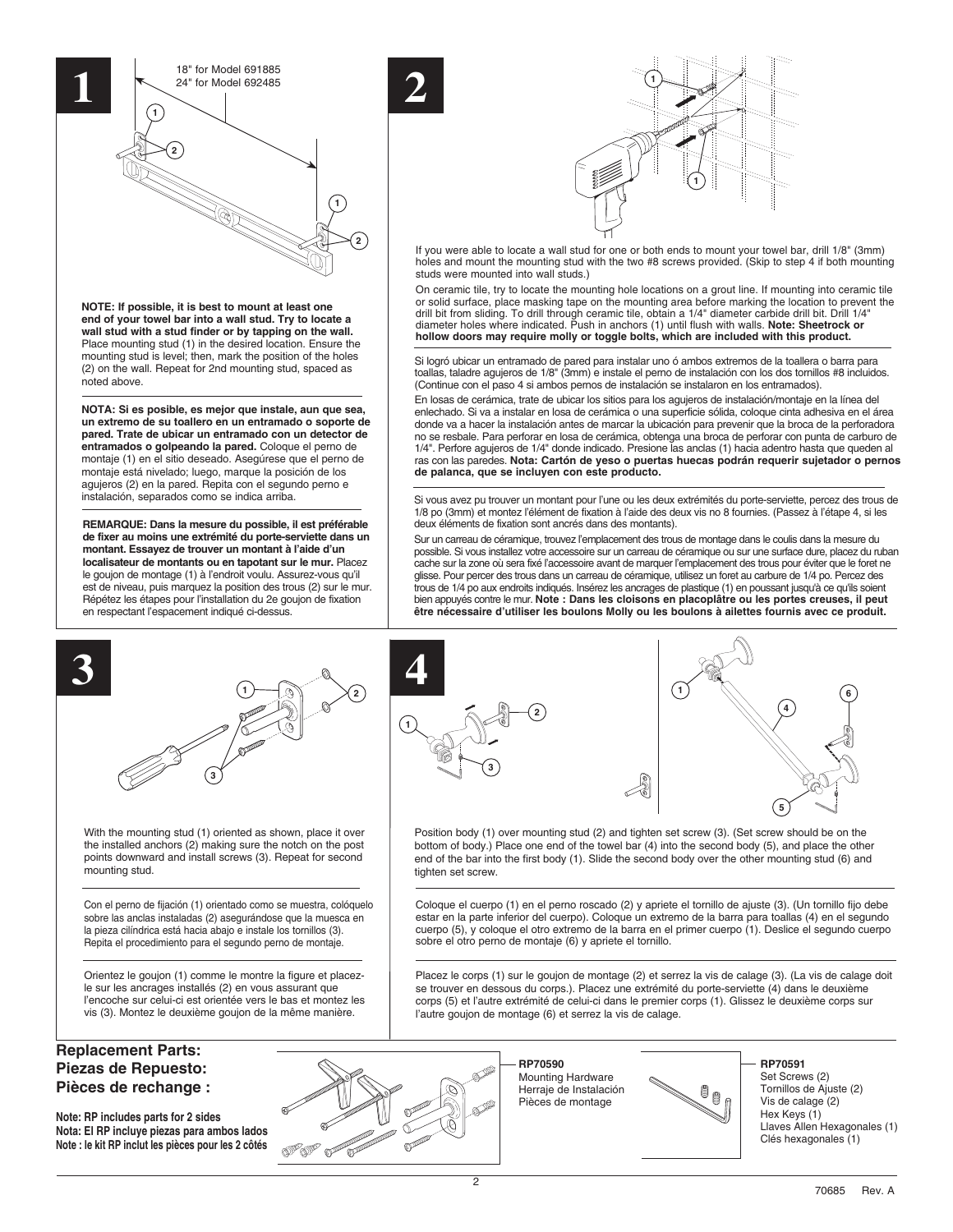# 1

18" for Model 691885
24" for Model 692485

**NOTE: If possible, it is best to mount at least one end of your towel bar into a wall stud. Try to locate a wall stud with a stud finder or by tapping on the wall.** Place mounting stud (1) in the desired location. Ensure the mounting stud is level; then, mark the position of the holes (2) on the wall. Repeat for 2nd mounting stud, spaced as noted above.

**NOTA: Si es posible, es mejor que instale, aun que sea, un extremo de su toallero en un entramado o soporte de pared. Trate de ubicar un entramado con un detector de entramados o golpeando la pared.** Coloque el perno de montaje (1) en el sitio deseado. Asegúrese que el perno de montaje está nivelado; luego, marque la posición de los agujeros (2) en la pared. Repita con el segundo perno e instalación, separados como se indica arriba.

**REMARQUE: Dans la mesure du possible, il est préférable de fixer au moins une extrémité du porte-serviette dans un montant. Essayez de trouver un montant à l'aide d'un localisateur de montants ou en tapotant sur le mur.** Placez le goujon de montage (1) à l'endroit voulu. Assurez-vous qu'il est de niveau, puis marquez la position des trous (2) sur le mur. Répétez les étapes pour l'installation du 2e goujon de fixation en respectant l'espacement indiqué ci-dessus.

# 2

If you were able to locate a wall stud for one or both ends to mount your towel bar, drill 1/8" (3mm) holes and mount the mounting stud with the two #8 screws provided. (Skip to step 4 if both mounting studs were mounted into wall studs.)

On ceramic tile, try to locate the mounting hole locations on a grout line. If mounting into ceramic tile or solid surface, place masking tape on the mounting area before marking the location to prevent the drill bit from sliding. To drill through ceramic tile, obtain a 1/4" diameter carbide drill bit. Drill 1/4" diameter holes where indicated. Push in anchors (1) until flush with walls. **Note: Sheetrock or hollow doors may require molly or toggle bolts, which are included with this product.**

Si logró ubicar un entramado de pared para instalar uno ó ambos extremos de la toallera o barra para toallas, taladre agujeros de 1/8" (3mm) e instale el perno de instalación con los dos tornillos #8 incluidos. (Continue con el paso 4 si ambos pernos de instalación se instalaron en los entramados).

En losas de cerámica, trate de ubicar los sitios para los agujeros de instalación/montaje en la línea del enlechado. Si va a instalar en losa de cerámica o una superficie sólida, coloque cinta adhesiva en el área donde va a hacer la instalación antes de marcar la ubicación para prevenir que la broca de la perforadora no se resbale. Para perforar en losa de cerámica, obtenga una broca de perforar con punta de carburo de 1/4". Perfore agujeros de 1/4" donde indicado. Presione las anclas (1) hacia adentro hasta que queden al ras con las paredes. **Nota: Cartón de yeso o puertas huecas podrán requerir sujetador o pernos de palanca, que se incluyen con este producto.**

Si vous avez pu trouver un montant pour l'une ou les deux extrémités du porte-serviette, percez des trous de 1/8 po (3mm) et montez l'élément de fixation à l'aide des deux vis no 8 fournies. (Passez à l'étape 4, si les deux éléments de fixation sont ancrés dans des montants).

Sur un carreau de céramique, trouvez l'emplacement des trous de montage dans le coulis dans la mesure du possible. Si vous installez votre accessoire sur un carreau de céramique ou sur une surface dure, placez du ruban cache sur la zone où sera fixé l'accessoire avant de marquer l'emplacement des trous pour éviter que le foret ne glisse. Pour percer des trous dans un carreau de céramique, utilisez un foret au carbure de 1/4 po. Percez des trous de 1/4 po aux endroits indiqués. Insérez les ancrages de plastique (1) en poussant jusqu'à ce qu'ils soient bien appuyés contre le mur. **Note : Dans les cloisons en placoplâtre ou les portes creuses, il peut être nécessaire d'utiliser les boulons Molly ou les boulons à ailettes fournis avec ce produit.**

# 3

With the mounting stud (1) oriented as shown, place it over the installed anchors (2) making sure the notch on the post points downward and install screws (3). Repeat for second mounting stud.

Con el perno de fijación (1) orientado como se muestra, colóquelo sobre las anclas instaladas (2) asegurándose que la muesca en la pieza cilíndrica está hacia abajo e instale los tornillos (3). Repita el procedimiento para el segundo perno de montaje.

Orientez le goujon (1) comme le montre la figure et placez-le sur les ancrages installés (2) en vous assurant que l'encoche sur celui-ci est orientée vers le bas et montez les vis (3). Montez le deuxième goujon de la même manière.

# 4

Position body (1) over mounting stud (2) and tighten set screw (3). (Set screw should be on the bottom of body.) Place one end of the towel bar (4) into the second body (5), and place the other end of the bar into the first body (1). Slide the second body over the other mounting stud (6) and tighten set screw.

Coloque el cuerpo (1) en el perno roscado (2) y apriete el tornillo de ajuste (3). (Un tornillo fijo debe estar en la parte inferior del cuerpo). Coloque un extremo de la barra para toallas (4) en el segundo cuerpo (5), y coloque el otro extremo de la barra en el primer cuerpo (1). Deslice el segundo cuerpo sobre el otro perno de montaje (6) y apriete el tornillo.

Placez le corps (1) sur le goujon de montage (2) et serrez la vis de calage (3). (La vis de calage doit se trouver en dessous du corps.). Placez une extrémité du porte-serviette (4) dans le deuxième corps (5) et l'autre extrémité de celui-ci dans le premier corps (1). Glissez le deuxième corps sur l'autre goujon de montage (6) et serrez la vis de calage.

## Replacement Parts: Piezas de Repuesto: Pièces de rechange :

**Note: RP includes parts for 2 sides**
**Nota: El RP incluye piezas para ambos lados**
**Note : le kit RP inclut les pièces pour les 2 côtés**

**RP70590**
Mounting Hardware
Herraje de Instalación
Pièces de montage

**RP70591**
Set Screws (2)
Tornillos de Ajuste (2)
Vis de calage (2)
Hex Keys (1)
Llaves Allen Hexagonales (1)
Clés hexagonales (1)

70685 Rev. A